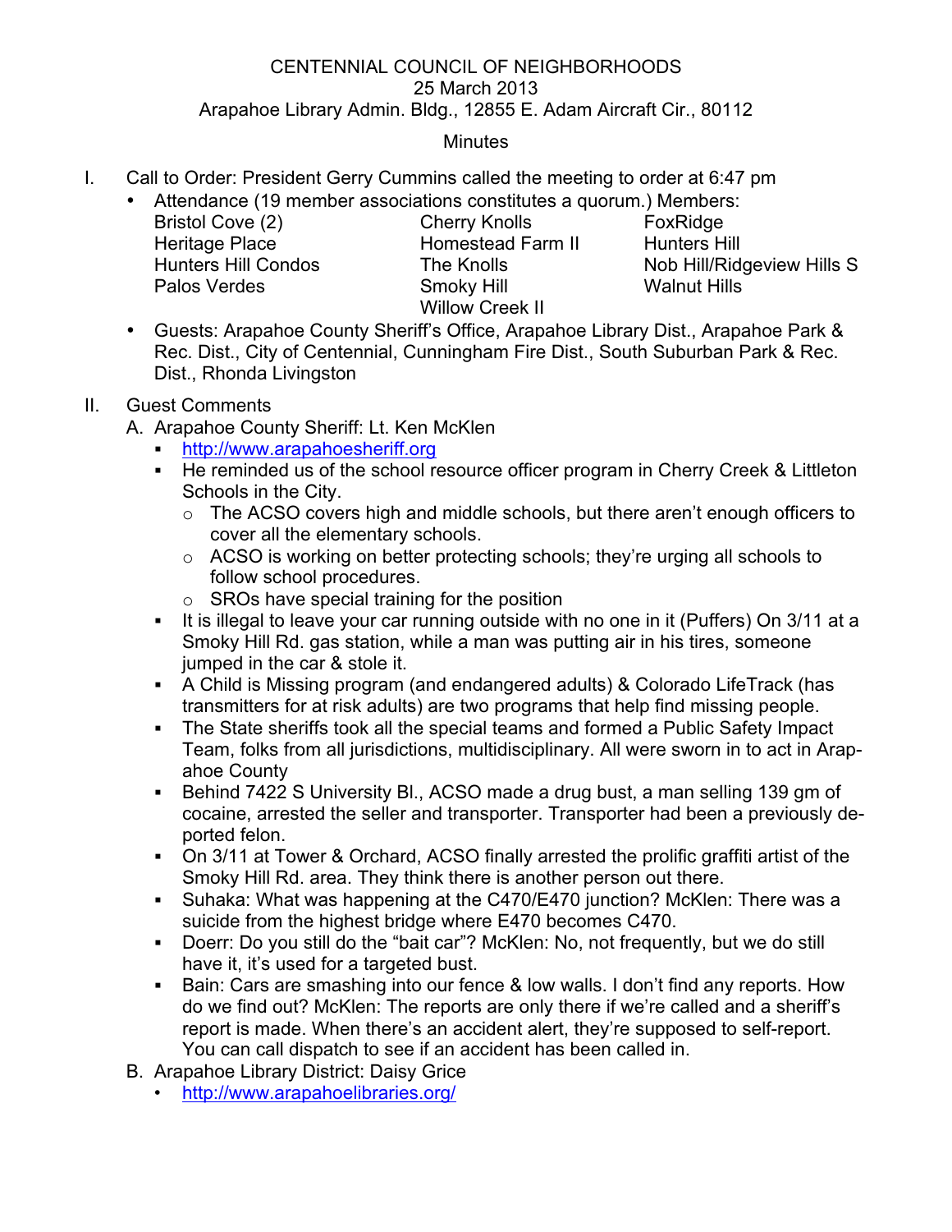CENTENNIAL COUNCIL OF NEIGHBORHOODS
25 March 2013
Arapahoe Library Admin. Bldg., 12855 E. Adam Aircraft Cir., 80112

Minutes

I. Call to Order: President Gerry Cummins called the meeting to order at 6:47 pm
   - Attendance (19 member associations constitutes a quorum.) Members:

| | | |
|---|---|---|
| Bristol Cove (2) | Cherry Knolls | FoxRidge |
| Heritage Place | Homestead Farm II | Hunters Hill |
| Hunters Hill Condos | The Knolls | Nob Hill/Ridgeview Hills S |
| Palos Verdes | Smoky Hill | Walnut Hills |
| | Willow Creek II | |

   - Guests: Arapahoe County Sheriff's Office, Arapahoe Library Dist., Arapahoe Park & Rec. Dist., City of Centennial, Cunningham Fire Dist., South Suburban Park & Rec. Dist., Rhonda Livingston

II. Guest Comments
   A. Arapahoe County Sheriff: Lt. Ken McKlen
      - http://www.arapahoesheriff.org
      - He reminded us of the school resource officer program in Cherry Creek & Littleton Schools in the City.
         - The ACSO covers high and middle schools, but there aren't enough officers to cover all the elementary schools.
         - ACSO is working on better protecting schools; they're urging all schools to follow school procedures.
         - SROs have special training for the position
      - It is illegal to leave your car running outside with no one in it (Puffers) On 3/11 at a Smoky Hill Rd. gas station, while a man was putting air in his tires, someone jumped in the car & stole it.
      - A Child is Missing program (and endangered adults) & Colorado LifeTrack (has transmitters for at risk adults) are two programs that help find missing people.
      - The State sheriffs took all the special teams and formed a Public Safety Impact Team, folks from all jurisdictions, multidisciplinary. All were sworn in to act in Arapahoe County
      - Behind 7422 S University Bl., ACSO made a drug bust, a man selling 139 gm of cocaine, arrested the seller and transporter. Transporter had been a previously deported felon.
      - On 3/11 at Tower & Orchard, ACSO finally arrested the prolific graffiti artist of the Smoky Hill Rd. area. They think there is another person out there.
      - Suhaka: What was happening at the C470/E470 junction? McKlen: There was a suicide from the highest bridge where E470 becomes C470.
      - Doerr: Do you still do the "bait car"? McKlen: No, not frequently, but we do still have it, it's used for a targeted bust.
      - Bain: Cars are smashing into our fence & low walls. I don't find any reports. How do we find out? McKlen: The reports are only there if we're called and a sheriff's report is made. When there's an accident alert, they're supposed to self-report. You can call dispatch to see if an accident has been called in.
   B. Arapahoe Library District: Daisy Grice
      - http://www.arapahoelibraries.org/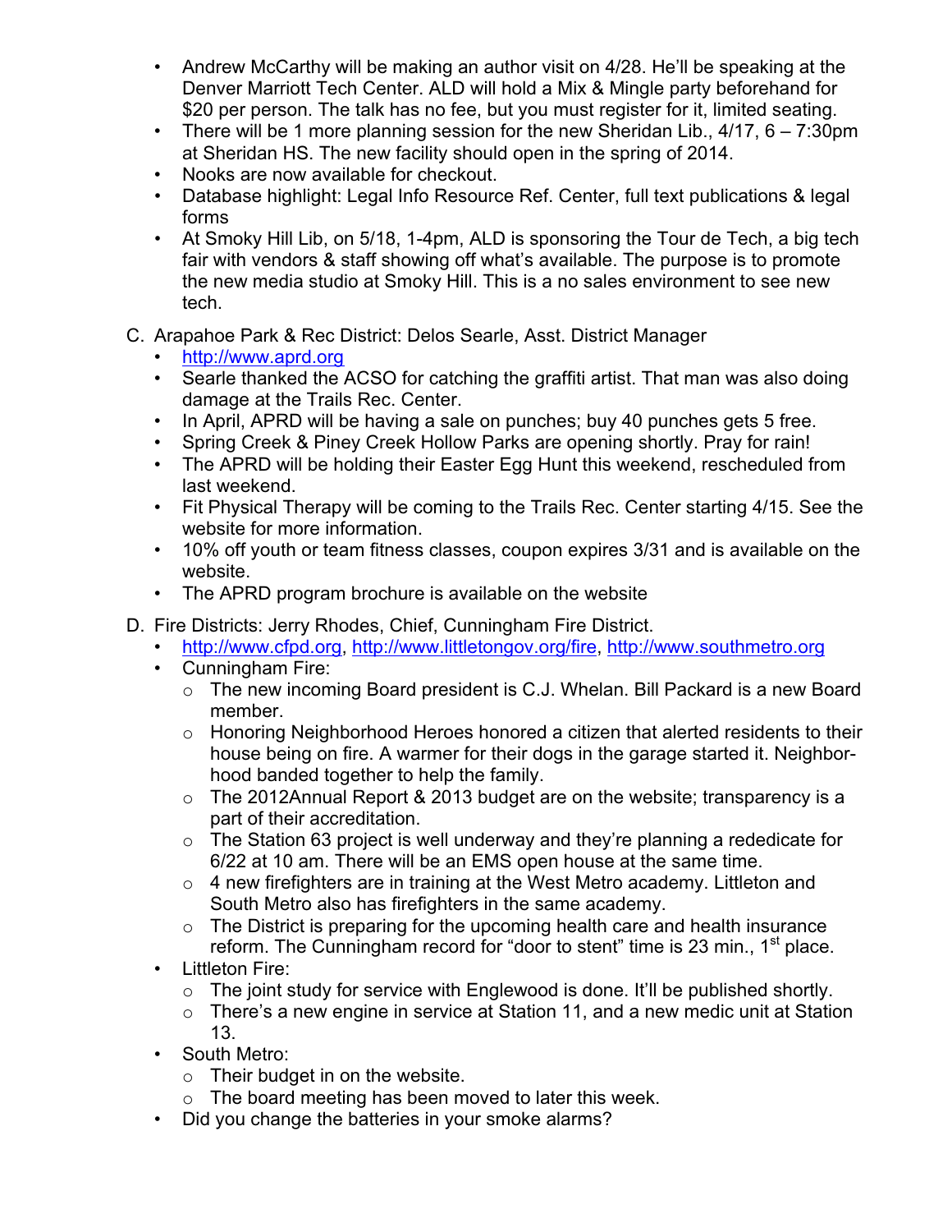- Andrew McCarthy will be making an author visit on 4/28. He'll be speaking at the Denver Marriott Tech Center. ALD will hold a Mix & Mingle party beforehand for $20 per person. The talk has no fee, but you must register for it, limited seating.
- There will be 1 more planning session for the new Sheridan Lib., 4/17, 6 – 7:30pm at Sheridan HS. The new facility should open in the spring of 2014.
- Nooks are now available for checkout.
- Database highlight: Legal Info Resource Ref. Center, full text publications & legal forms
- At Smoky Hill Lib, on 5/18, 1-4pm, ALD is sponsoring the Tour de Tech, a big tech fair with vendors & staff showing off what's available. The purpose is to promote the new media studio at Smoky Hill. This is a no sales environment to see new tech.

C. Arapahoe Park & Rec District: Delos Searle, Asst. District Manager
   - http://www.aprd.org
   - Searle thanked the ACSO for catching the graffiti artist. That man was also doing damage at the Trails Rec. Center.
   - In April, APRD will be having a sale on punches; buy 40 punches gets 5 free.
   - Spring Creek & Piney Creek Hollow Parks are opening shortly. Pray for rain!
   - The APRD will be holding their Easter Egg Hunt this weekend, rescheduled from last weekend.
   - Fit Physical Therapy will be coming to the Trails Rec. Center starting 4/15. See the website for more information.
   - 10% off youth or team fitness classes, coupon expires 3/31 and is available on the website.
   - The APRD program brochure is available on the website

D. Fire Districts: Jerry Rhodes, Chief, Cunningham Fire District.
   - http://www.cfpd.org, http://www.littletongov.org/fire, http://www.southmetro.org
   - Cunningham Fire:
     - The new incoming Board president is C.J. Whelan. Bill Packard is a new Board member.
     - Honoring Neighborhood Heroes honored a citizen that alerted residents to their house being on fire. A warmer for their dogs in the garage started it. Neighborhood banded together to help the family.
     - The 2012Annual Report & 2013 budget are on the website; transparency is a part of their accreditation.
     - The Station 63 project is well underway and they're planning a rededicate for 6/22 at 10 am. There will be an EMS open house at the same time.
     - 4 new firefighters are in training at the West Metro academy. Littleton and South Metro also has firefighters in the same academy.
     - The District is preparing for the upcoming health care and health insurance reform. The Cunningham record for "door to stent" time is 23 min., 1st place.
   - Littleton Fire:
     - The joint study for service with Englewood is done. It'll be published shortly.
     - There's a new engine in service at Station 11, and a new medic unit at Station 13.
   - South Metro:
     - Their budget in on the website.
     - The board meeting has been moved to later this week.
   - Did you change the batteries in your smoke alarms?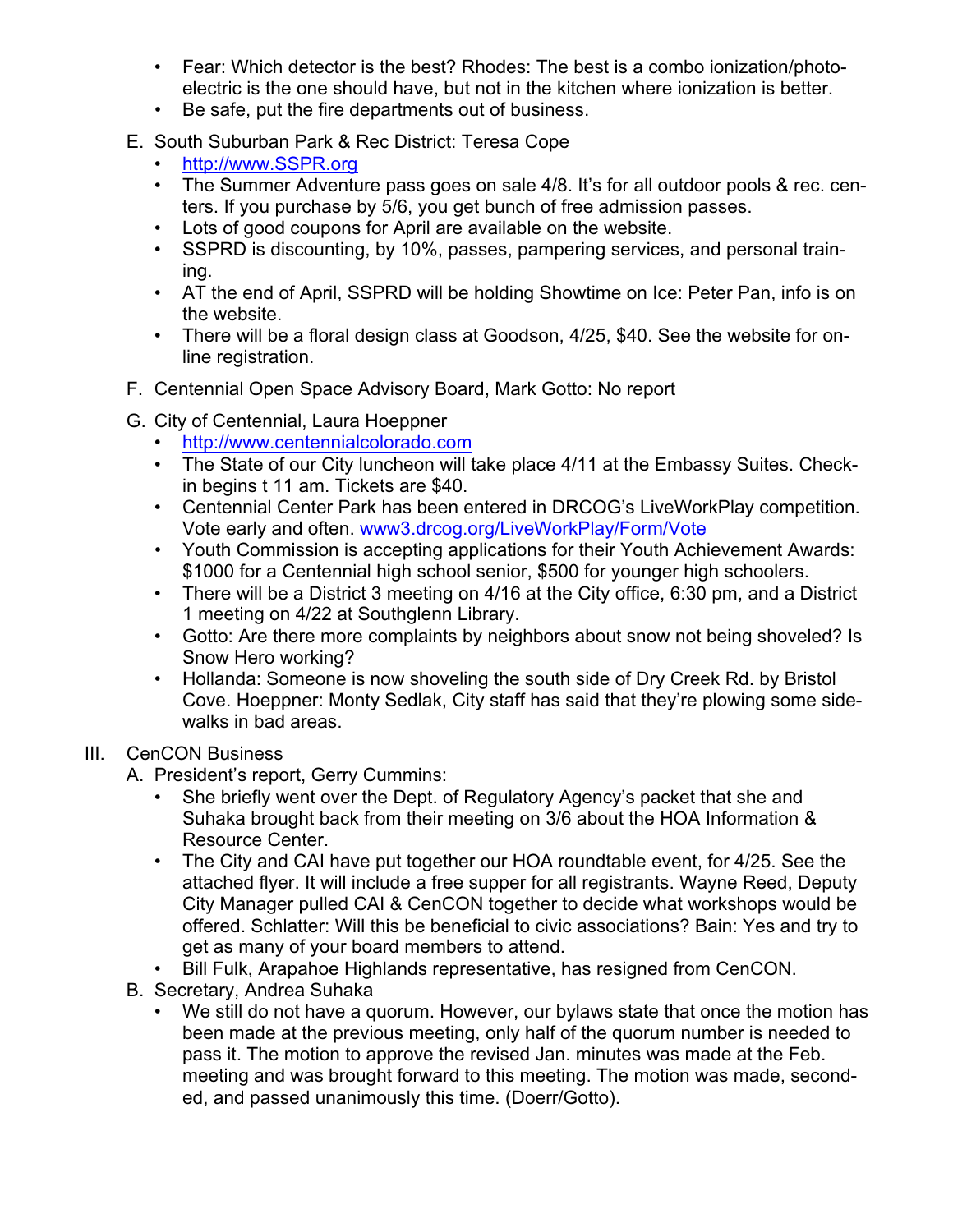- Fear: Which detector is the best? Rhodes: The best is a combo ionization/photo-electric is the one should have, but not in the kitchen where ionization is better.
- Be safe, put the fire departments out of business.

E. South Suburban Park & Rec District: Teresa Cope
   - http://www.SSPR.org
   - The Summer Adventure pass goes on sale 4/8. It's for all outdoor pools & rec. centers. If you purchase by 5/6, you get bunch of free admission passes.
   - Lots of good coupons for April are available on the website.
   - SSPRD is discounting, by 10%, passes, pampering services, and personal training.
   - AT the end of April, SSPRD will be holding Showtime on Ice: Peter Pan, info is on the website.
   - There will be a floral design class at Goodson, 4/25, $40. See the website for on-line registration.

F. Centennial Open Space Advisory Board, Mark Gotto: No report

G. City of Centennial, Laura Hoeppner
   - http://www.centennialcolorado.com
   - The State of our City luncheon will take place 4/11 at the Embassy Suites. Check-in begins t 11 am. Tickets are $40.
   - Centennial Center Park has been entered in DRCOG's LiveWorkPlay competition. Vote early and often. www3.drcog.org/LiveWorkPlay/Form/Vote
   - Youth Commission is accepting applications for their Youth Achievement Awards: $1000 for a Centennial high school senior, $500 for younger high schoolers.
   - There will be a District 3 meeting on 4/16 at the City office, 6:30 pm, and a District 1 meeting on 4/22 at Southglenn Library.
   - Gotto: Are there more complaints by neighbors about snow not being shoveled? Is Snow Hero working?
   - Hollanda: Someone is now shoveling the south side of Dry Creek Rd. by Bristol Cove. Hoeppner: Monty Sedlak, City staff has said that they're plowing some sidewalks in bad areas.

III. CenCON Business

A. President's report, Gerry Cummins:
   - She briefly went over the Dept. of Regulatory Agency's packet that she and Suhaka brought back from their meeting on 3/6 about the HOA Information & Resource Center.
   - The City and CAI have put together our HOA roundtable event, for 4/25. See the attached flyer. It will include a free supper for all registrants. Wayne Reed, Deputy City Manager pulled CAI & CenCON together to decide what workshops would be offered. Schlatter: Will this be beneficial to civic associations? Bain: Yes and try to get as many of your board members to attend.
   - Bill Fulk, Arapahoe Highlands representative, has resigned from CenCON.

B. Secretary, Andrea Suhaka
   - We still do not have a quorum. However, our bylaws state that once the motion has been made at the previous meeting, only half of the quorum number is needed to pass it. The motion to approve the revised Jan. minutes was made at the Feb. meeting and was brought forward to this meeting. The motion was made, seconded, and passed unanimously this time. (Doerr/Gotto).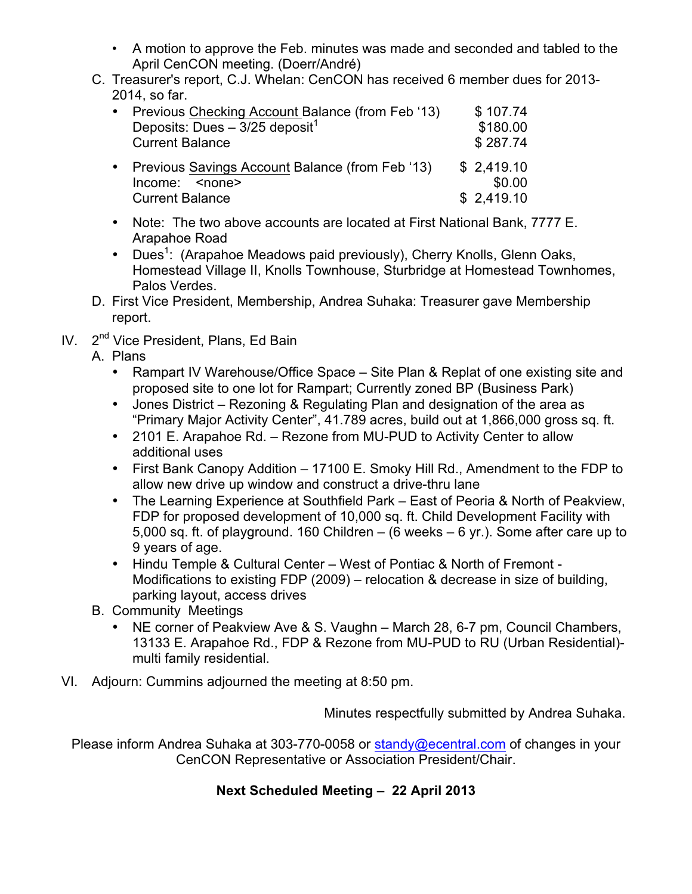- A motion to approve the Feb. minutes was made and seconded and tabled to the April CenCON meeting. (Doerr/André)

C. Treasurer's report, C.J. Whelan: CenCON has received 6 member dues for 2013-2014, so far.

- Previous Checking Account Balance (from Feb '13) $ 107.74
  Deposits: Dues – 3/25 deposit[1] $180.00
  Current Balance $ 287.74
- Previous Savings Account Balance (from Feb '13) $ 2,419.10
  Income: <none> $0.00
  Current Balance $ 2,419.10
- Note: The two above accounts are located at First National Bank, 7777 E. Arapahoe Road
- Dues[1]: (Arapahoe Meadows paid previously), Cherry Knolls, Glenn Oaks, Homestead Village II, Knolls Townhouse, Sturbridge at Homestead Townhomes, Palos Verdes.

D. First Vice President, Membership, Andrea Suhaka: Treasurer gave Membership report.

IV. 2nd Vice President, Plans, Ed Bain

A. Plans

- Rampart IV Warehouse/Office Space – Site Plan & Replat of one existing site and proposed site to one lot for Rampart; Currently zoned BP (Business Park)
- Jones District – Rezoning & Regulating Plan and designation of the area as "Primary Major Activity Center", 41.789 acres, build out at 1,866,000 gross sq. ft.
- 2101 E. Arapahoe Rd. – Rezone from MU-PUD to Activity Center to allow additional uses
- First Bank Canopy Addition – 17100 E. Smoky Hill Rd., Amendment to the FDP to allow new drive up window and construct a drive-thru lane
- The Learning Experience at Southfield Park – East of Peoria & North of Peakview, FDP for proposed development of 10,000 sq. ft. Child Development Facility with 5,000 sq. ft. of playground. 160 Children – (6 weeks – 6 yr.). Some after care up to 9 years of age.
- Hindu Temple & Cultural Center – West of Pontiac & North of Fremont - Modifications to existing FDP (2009) – relocation & decrease in size of building, parking layout, access drives

B. Community Meetings

- NE corner of Peakview Ave & S. Vaughn – March 28, 6-7 pm, Council Chambers, 13133 E. Arapahoe Rd., FDP & Rezone from MU-PUD to RU (Urban Residential)-multi family residential.

VI. Adjourn: Cummins adjourned the meeting at 8:50 pm.

Minutes respectfully submitted by Andrea Suhaka.

Please inform Andrea Suhaka at 303-770-0058 or standy@ecentral.com of changes in your CenCON Representative or Association President/Chair.

**Next Scheduled Meeting – 22 April 2013**